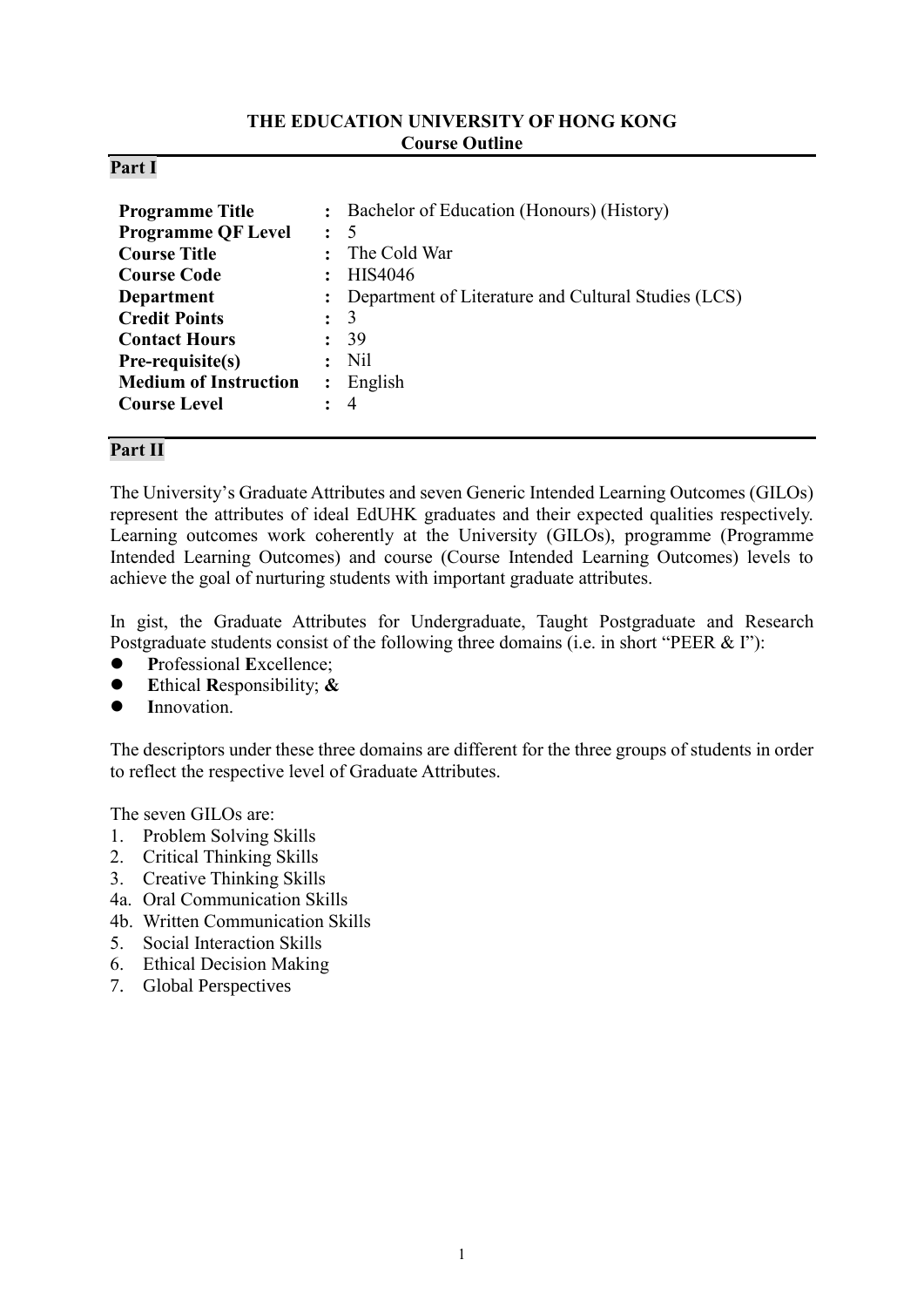**THE EDUCATION UNIVERSITY OF HONG KONG**
**Course Outline**

## Part I

| | | |
|---|---|---|
| **Programme Title** | : | Bachelor of Education (Honours) (History) |
| **Programme QF Level** | : | 5 |
| **Course Title** | : | The Cold War |
| **Course Code** | : | HIS4046 |
| **Department** | : | Department of Literature and Cultural Studies (LCS) |
| **Credit Points** | : | 3 |
| **Contact Hours** | : | 39 |
| **Pre-requisite(s)** | : | Nil |
| **Medium of Instruction** | : | English |
| **Course Level** | : | 4 |

## Part II

The University's Graduate Attributes and seven Generic Intended Learning Outcomes (GILOs) represent the attributes of ideal EdUHK graduates and their expected qualities respectively. Learning outcomes work coherently at the University (GILOs), programme (Programme Intended Learning Outcomes) and course (Course Intended Learning Outcomes) levels to achieve the goal of nurturing students with important graduate attributes.

In gist, the Graduate Attributes for Undergraduate, Taught Postgraduate and Research Postgraduate students consist of the following three domains (i.e. in short "PEER & I"):

- **P**rofessional **E**xcellence;
- **E**thical **R**esponsibility; **&**
- **I**nnovation.

The descriptors under these three domains are different for the three groups of students in order to reflect the respective level of Graduate Attributes.

The seven GILOs are:

1. Problem Solving Skills
2. Critical Thinking Skills
3. Creative Thinking Skills

4a. Oral Communication Skills
4b. Written Communication Skills

5. Social Interaction Skills
6. Ethical Decision Making
7. Global Perspectives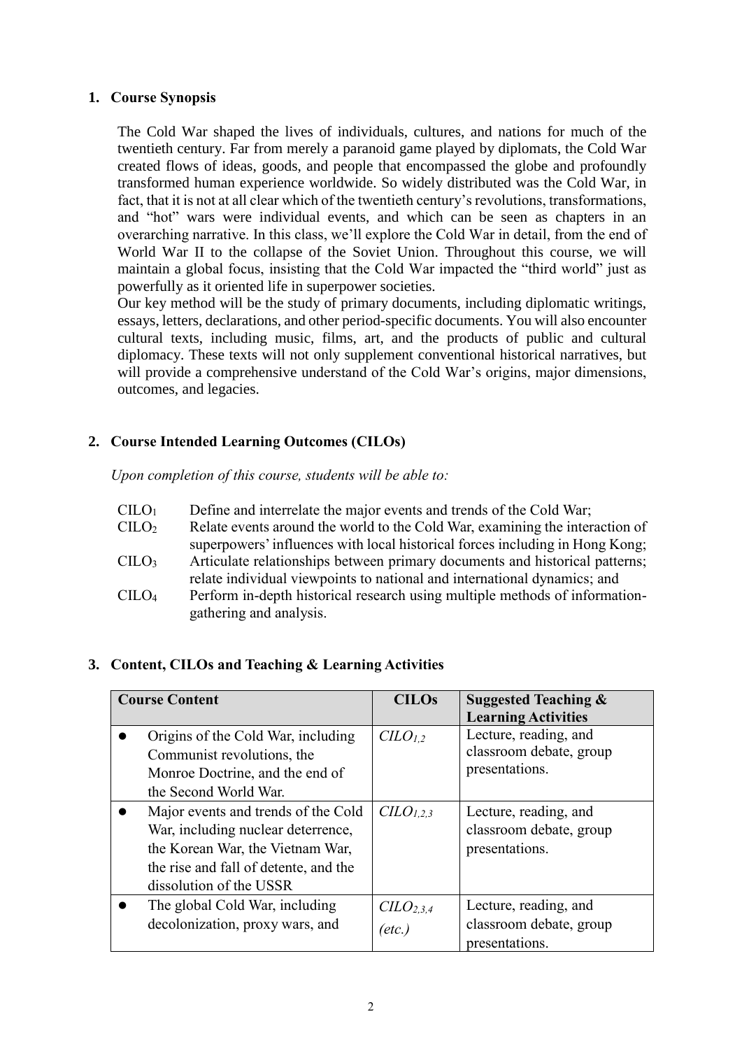## 1. Course Synopsis

The Cold War shaped the lives of individuals, cultures, and nations for much of the twentieth century. Far from merely a paranoid game played by diplomats, the Cold War created flows of ideas, goods, and people that encompassed the globe and profoundly transformed human experience worldwide. So widely distributed was the Cold War, in fact, that it is not at all clear which of the twentieth century's revolutions, transformations, and "hot" wars were individual events, and which can be seen as chapters in an overarching narrative. In this class, we'll explore the Cold War in detail, from the end of World War II to the collapse of the Soviet Union. Throughout this course, we will maintain a global focus, insisting that the Cold War impacted the "third world" just as powerfully as it oriented life in superpower societies.

Our key method will be the study of primary documents, including diplomatic writings, essays, letters, declarations, and other period-specific documents. You will also encounter cultural texts, including music, films, art, and the products of public and cultural diplomacy. These texts will not only supplement conventional historical narratives, but will provide a comprehensive understand of the Cold War's origins, major dimensions, outcomes, and legacies.

## 2. Course Intended Learning Outcomes (CILOs)

*Upon completion of this course, students will be able to:*

| | |
|---|---|
| $CILO_1$ | Define and interrelate the major events and trends of the Cold War; |
| $CILO_2$ | Relate events around the world to the Cold War, examining the interaction of superpowers' influences with local historical forces including in Hong Kong; |
| $CILO_3$ | Articulate relationships between primary documents and historical patterns; relate individual viewpoints to national and international dynamics; and |
| $CILO_4$ | Perform in-depth historical research using multiple methods of information-gathering and analysis. |

## 3. Content, CILOs and Teaching & Learning Activities

| Course Content | CILOs | Suggested Teaching & Learning Activities |
|---|---|---|
| • Origins of the Cold War, including Communist revolutions, the Monroe Doctrine, and the end of the Second World War. | *$CILO_{1,2}$* | Lecture, reading, and classroom debate, group presentations. |
| • Major events and trends of the Cold War, including nuclear deterrence, the Korean War, the Vietnam War, the rise and fall of detente, and the dissolution of the USSR | *$CILO_{1,2,3}$* | Lecture, reading, and classroom debate, group presentations. |
| • The global Cold War, including decolonization, proxy wars, and | *$CILO_{2,3,4}$ (etc.)* | Lecture, reading, and classroom debate, group presentations. |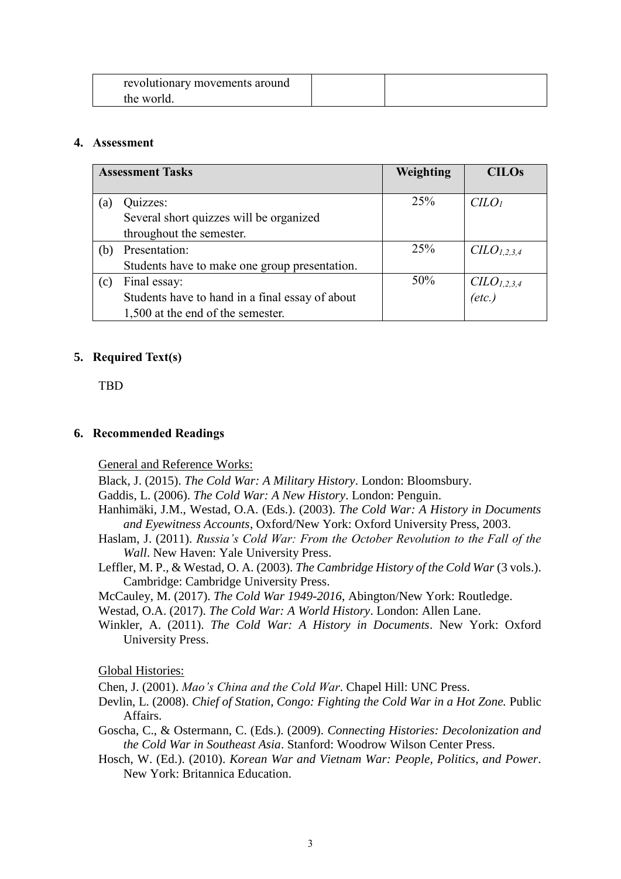| revolutionary movements around the world. | | |
|---|---|---|

## 4. Assessment

| Assessment Tasks | Weighting | CILOs |
|---|---|---|
| (a) Quizzes: Several short quizzes will be organized throughout the semester. | 25% | $CILO_1$ |
| (b) Presentation: Students have to make one group presentation. | 25% | $CILO_{1,2,3,4}$ |
| (c) Final essay: Students have to hand in a final essay of about 1,500 at the end of the semester. | 50% | $CILO_{1,2,3,4}$ *(etc.)* |

## 5. Required Text(s)

TBD

## 6. Recommended Readings

General and Reference Works:

Black, J. (2015). *The Cold War: A Military History*. London: Bloomsbury.

Gaddis, L. (2006). *The Cold War: A New History*. London: Penguin.

Hanhimäki, J.M., Westad, O.A. (Eds.). (2003). *The Cold War: A History in Documents and Eyewitness Accounts*, Oxford/New York: Oxford University Press, 2003.

Haslam, J. (2011). *Russia's Cold War: From the October Revolution to the Fall of the Wall*. New Haven: Yale University Press.

Leffler, M. P., & Westad, O. A. (2003). *The Cambridge History of the Cold War* (3 vols.). Cambridge: Cambridge University Press.

McCauley, M. (2017). *The Cold War 1949-2016*, Abington/New York: Routledge.

Westad, O.A. (2017). *The Cold War: A World History*. London: Allen Lane.

Winkler, A. (2011). *The Cold War: A History in Documents*. New York: Oxford University Press.

Global Histories:

Chen, J. (2001). *Mao's China and the Cold War*. Chapel Hill: UNC Press.

Devlin, L. (2008). *Chief of Station, Congo: Fighting the Cold War in a Hot Zone.* Public Affairs.

Goscha, C., & Ostermann, C. (Eds.). (2009). *Connecting Histories: Decolonization and the Cold War in Southeast Asia*. Stanford: Woodrow Wilson Center Press.

Hosch, W. (Ed.). (2010). *Korean War and Vietnam War: People, Politics, and Power*. New York: Britannica Education.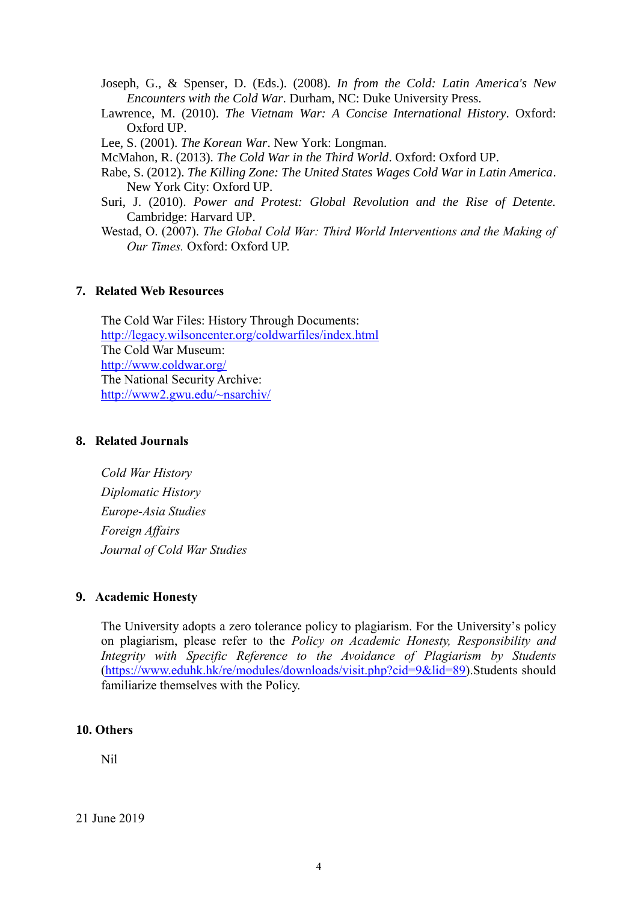Joseph, G., & Spenser, D. (Eds.). (2008). *In from the Cold: Latin America's New Encounters with the Cold War*. Durham, NC: Duke University Press.

Lawrence, M. (2010). *The Vietnam War: A Concise International History*. Oxford: Oxford UP.

Lee, S. (2001). *The Korean War*. New York: Longman.

McMahon, R. (2013). *The Cold War in the Third World*. Oxford: Oxford UP.

Rabe, S. (2012). *The Killing Zone: The United States Wages Cold War in Latin America*. New York City: Oxford UP.

Suri, J. (2010). *Power and Protest: Global Revolution and the Rise of Detente.* Cambridge: Harvard UP.

Westad, O. (2007). *The Global Cold War: Third World Interventions and the Making of Our Times.* Oxford: Oxford UP.

## 7. Related Web Resources

The Cold War Files: History Through Documents:
http://legacy.wilsoncenter.org/coldwarfiles/index.html
The Cold War Museum:
http://www.coldwar.org/
The National Security Archive:
http://www2.gwu.edu/~nsarchiv/

## 8. Related Journals

*Cold War History*
*Diplomatic History*
*Europe-Asia Studies*
*Foreign Affairs*
*Journal of Cold War Studies*

## 9. Academic Honesty

The University adopts a zero tolerance policy to plagiarism. For the University's policy on plagiarism, please refer to the *Policy on Academic Honesty, Responsibility and Integrity with Specific Reference to the Avoidance of Plagiarism by Students* (https://www.eduhk.hk/re/modules/downloads/visit.php?cid=9&lid=89).Students should familiarize themselves with the Policy.

## 10. Others

Nil

21 June 2019